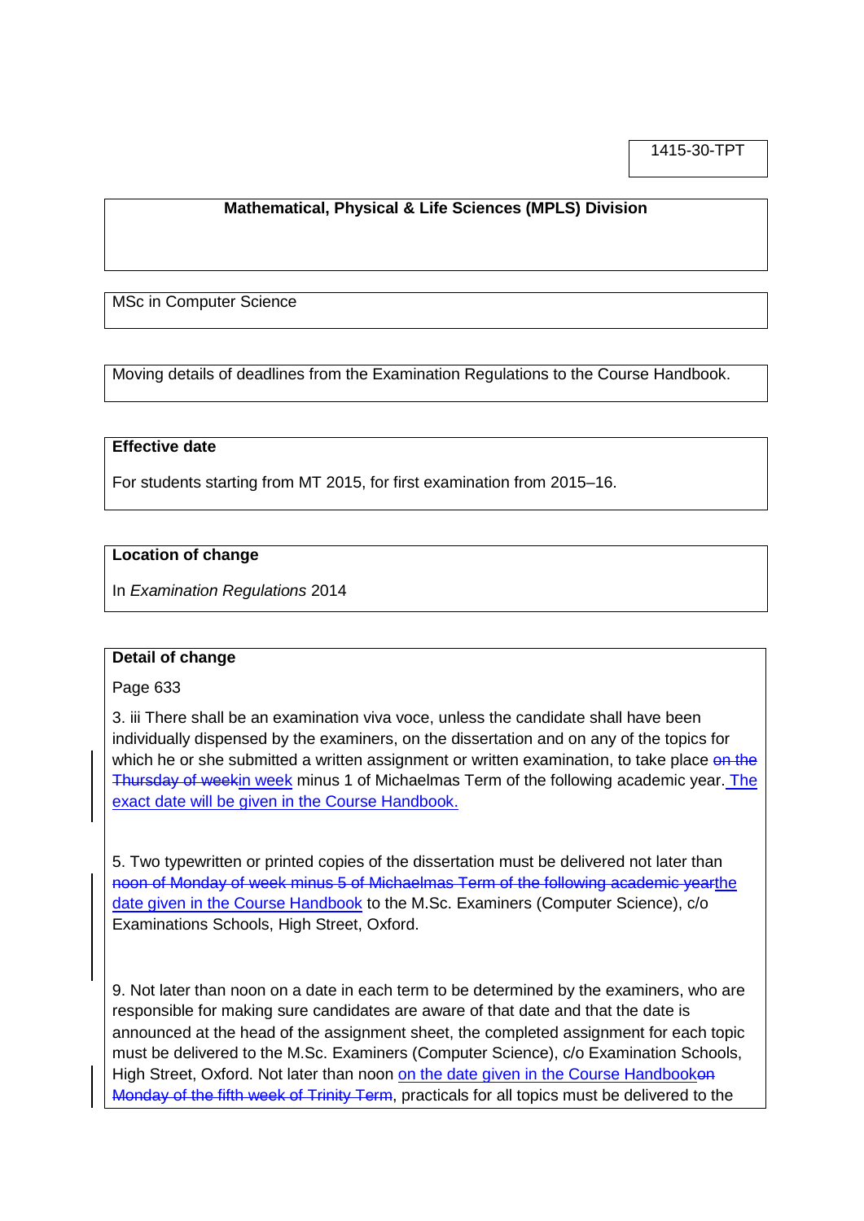1415-30-TPT

**Mathematical, Physical & Life Sciences (MPLS) Division**

MSc in Computer Science

Moving details of deadlines from the Examination Regulations to the Course Handbook.

**Effective date**

For students starting from MT 2015, for first examination from 2015–16.

**Location of change**

In *Examination Regulations* 2014

**Detail of change**

Page 633

3. iii There shall be an examination viva voce, unless the candidate shall have been individually dispensed by the examiners, on the dissertation and on any of the topics for which he or she submitted a written assignment or written examination, to take place ~~on the Thursday of week~~<u>in week</u> minus 1 of Michaelmas Term of the following academic year.<u> The exact date will be given in the Course Handbook.</u>

5. Two typewritten or printed copies of the dissertation must be delivered not later than ~~noon of Monday of week minus 5 of Michaelmas Term of the following academic year~~<u>the date given in the Course Handbook</u> to the M.Sc. Examiners (Computer Science), c/o Examinations Schools, High Street, Oxford.

9. Not later than noon on a date in each term to be determined by the examiners, who are responsible for making sure candidates are aware of that date and that the date is announced at the head of the assignment sheet, the completed assignment for each topic must be delivered to the M.Sc. Examiners (Computer Science), c/o Examination Schools, High Street, Oxford. Not later than noon <u>on the date given in the Course Handbook</u>~~on Monday of the fifth week of Trinity Term~~, practicals for all topics must be delivered to the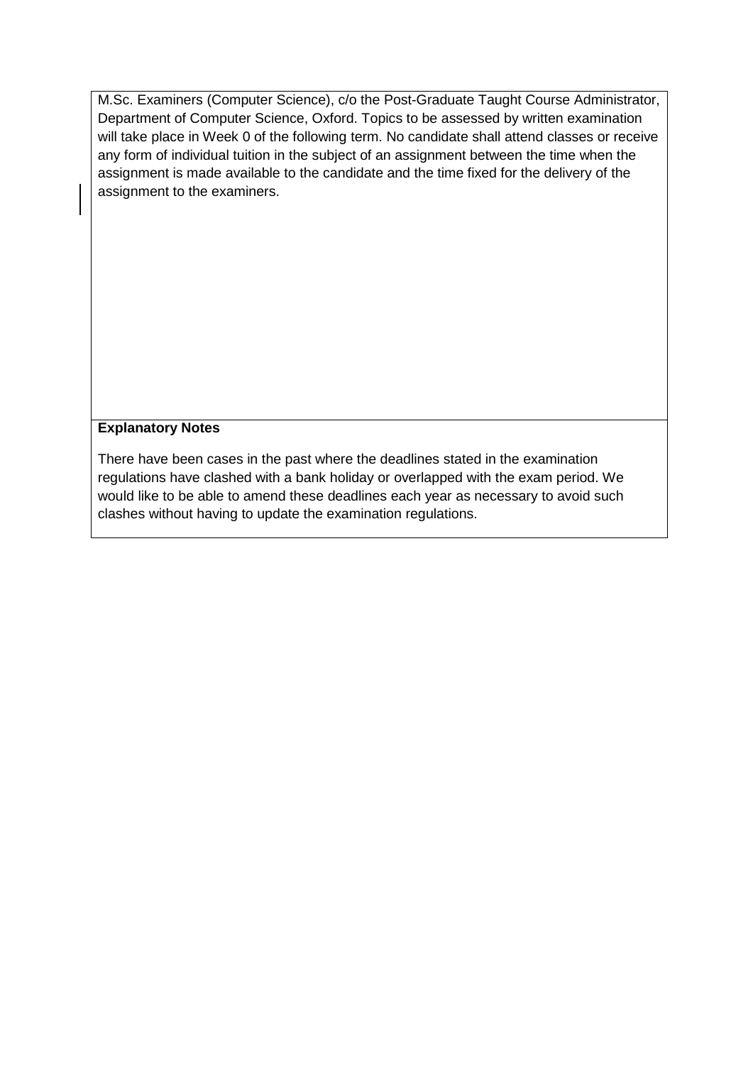M.Sc. Examiners (Computer Science), c/o the Post-Graduate Taught Course Administrator, Department of Computer Science, Oxford. Topics to be assessed by written examination will take place in Week 0 of the following term. No candidate shall attend classes or receive any form of individual tuition in the subject of an assignment between the time when the assignment is made available to the candidate and the time fixed for the delivery of the assignment to the examiners.

**Explanatory Notes**

There have been cases in the past where the deadlines stated in the examination regulations have clashed with a bank holiday or overlapped with the exam period. We would like to be able to amend these deadlines each year as necessary to avoid such clashes without having to update the examination regulations.